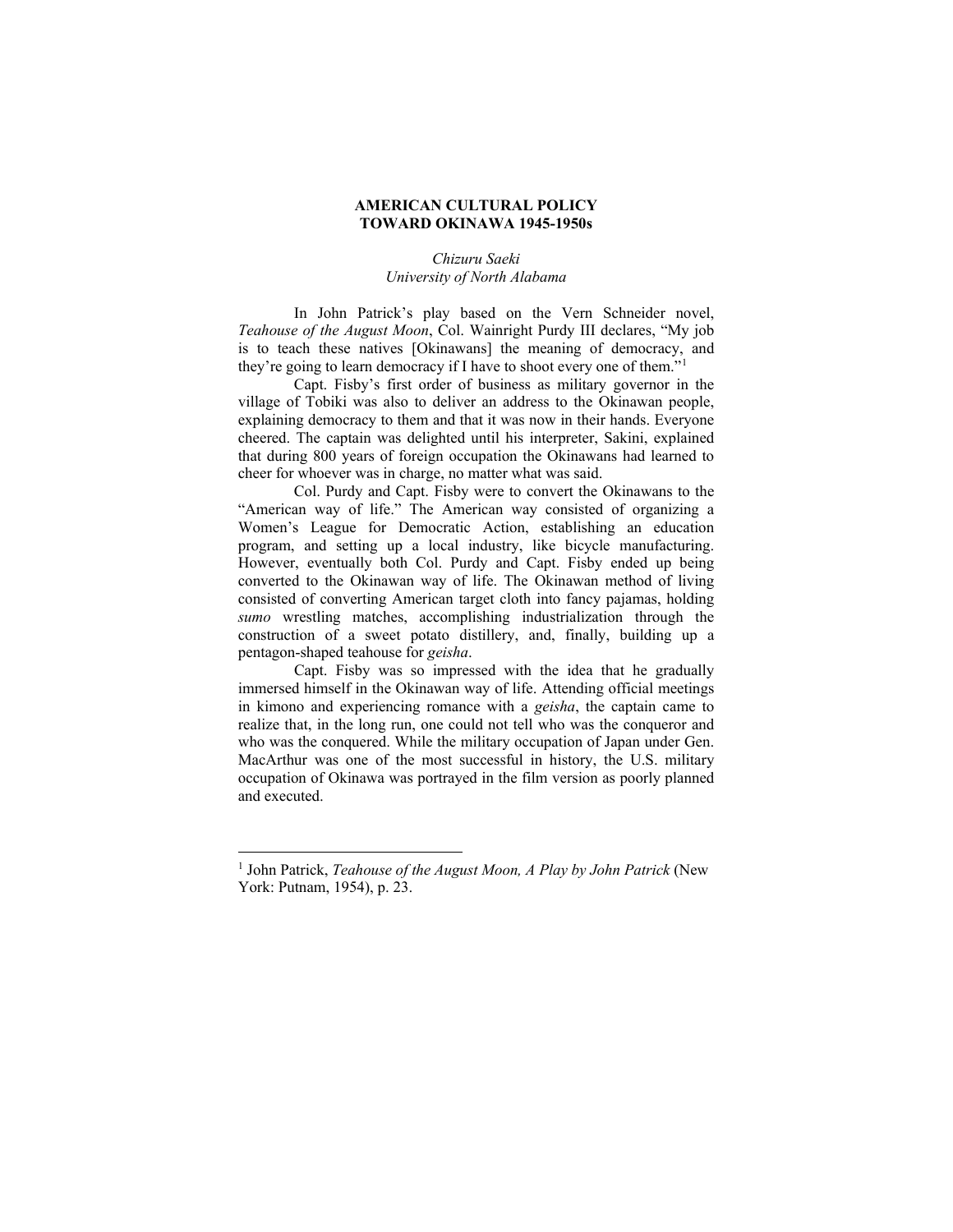# AMERICAN CULTURAL POLICY TOWARD OKINAWA 1945-1950s

*Chizuru Saeki*
*University of North Alabama*

In John Patrick's play based on the Vern Schneider novel, *Teahouse of the August Moon*, Col. Wainright Purdy III declares, "My job is to teach these natives [Okinawans] the meaning of democracy, and they're going to learn democracy if I have to shoot every one of them."[1]

Capt. Fisby's first order of business as military governor in the village of Tobiki was also to deliver an address to the Okinawan people, explaining democracy to them and that it was now in their hands. Everyone cheered. The captain was delighted until his interpreter, Sakini, explained that during 800 years of foreign occupation the Okinawans had learned to cheer for whoever was in charge, no matter what was said.

Col. Purdy and Capt. Fisby were to convert the Okinawans to the "American way of life." The American way consisted of organizing a Women's League for Democratic Action, establishing an education program, and setting up a local industry, like bicycle manufacturing. However, eventually both Col. Purdy and Capt. Fisby ended up being converted to the Okinawan way of life. The Okinawan method of living consisted of converting American target cloth into fancy pajamas, holding *sumo* wrestling matches, accomplishing industrialization through the construction of a sweet potato distillery, and, finally, building up a pentagon-shaped teahouse for *geisha*.

Capt. Fisby was so impressed with the idea that he gradually immersed himself in the Okinawan way of life. Attending official meetings in kimono and experiencing romance with a *geisha*, the captain came to realize that, in the long run, one could not tell who was the conqueror and who was the conquered. While the military occupation of Japan under Gen. MacArthur was one of the most successful in history, the U.S. military occupation of Okinawa was portrayed in the film version as poorly planned and executed.

---

[1] John Patrick, *Teahouse of the August Moon, A Play by John Patrick* (New York: Putnam, 1954), p. 23.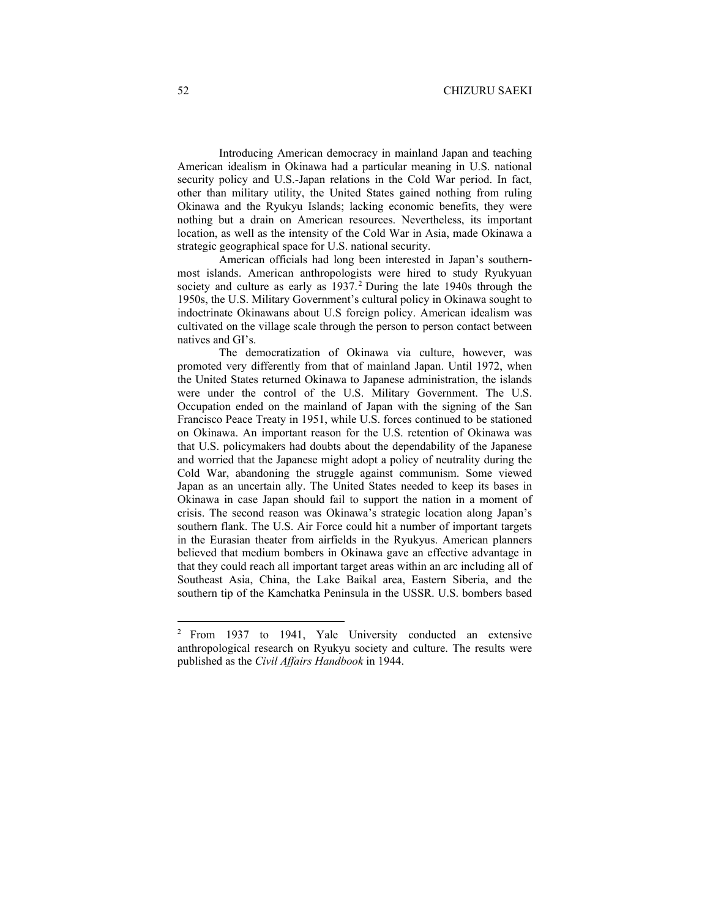Introducing American democracy in mainland Japan and teaching American idealism in Okinawa had a particular meaning in U.S. national security policy and U.S.-Japan relations in the Cold War period. In fact, other than military utility, the United States gained nothing from ruling Okinawa and the Ryukyu Islands; lacking economic benefits, they were nothing but a drain on American resources. Nevertheless, its important location, as well as the intensity of the Cold War in Asia, made Okinawa a strategic geographical space for U.S. national security.

American officials had long been interested in Japan's southernmost islands. American anthropologists were hired to study Ryukyuan society and culture as early as 1937.[2] During the late 1940s through the 1950s, the U.S. Military Government's cultural policy in Okinawa sought to indoctrinate Okinawans about U.S foreign policy. American idealism was cultivated on the village scale through the person to person contact between natives and GI's.

The democratization of Okinawa via culture, however, was promoted very differently from that of mainland Japan. Until 1972, when the United States returned Okinawa to Japanese administration, the islands were under the control of the U.S. Military Government. The U.S. Occupation ended on the mainland of Japan with the signing of the San Francisco Peace Treaty in 1951, while U.S. forces continued to be stationed on Okinawa. An important reason for the U.S. retention of Okinawa was that U.S. policymakers had doubts about the dependability of the Japanese and worried that the Japanese might adopt a policy of neutrality during the Cold War, abandoning the struggle against communism. Some viewed Japan as an uncertain ally. The United States needed to keep its bases in Okinawa in case Japan should fail to support the nation in a moment of crisis. The second reason was Okinawa's strategic location along Japan's southern flank. The U.S. Air Force could hit a number of important targets in the Eurasian theater from airfields in the Ryukyus. American planners believed that medium bombers in Okinawa gave an effective advantage in that they could reach all important target areas within an arc including all of Southeast Asia, China, the Lake Baikal area, Eastern Siberia, and the southern tip of the Kamchatka Peninsula in the USSR. U.S. bombers based

---

[2] From 1937 to 1941, Yale University conducted an extensive anthropological research on Ryukyu society and culture. The results were published as the *Civil Affairs Handbook* in 1944.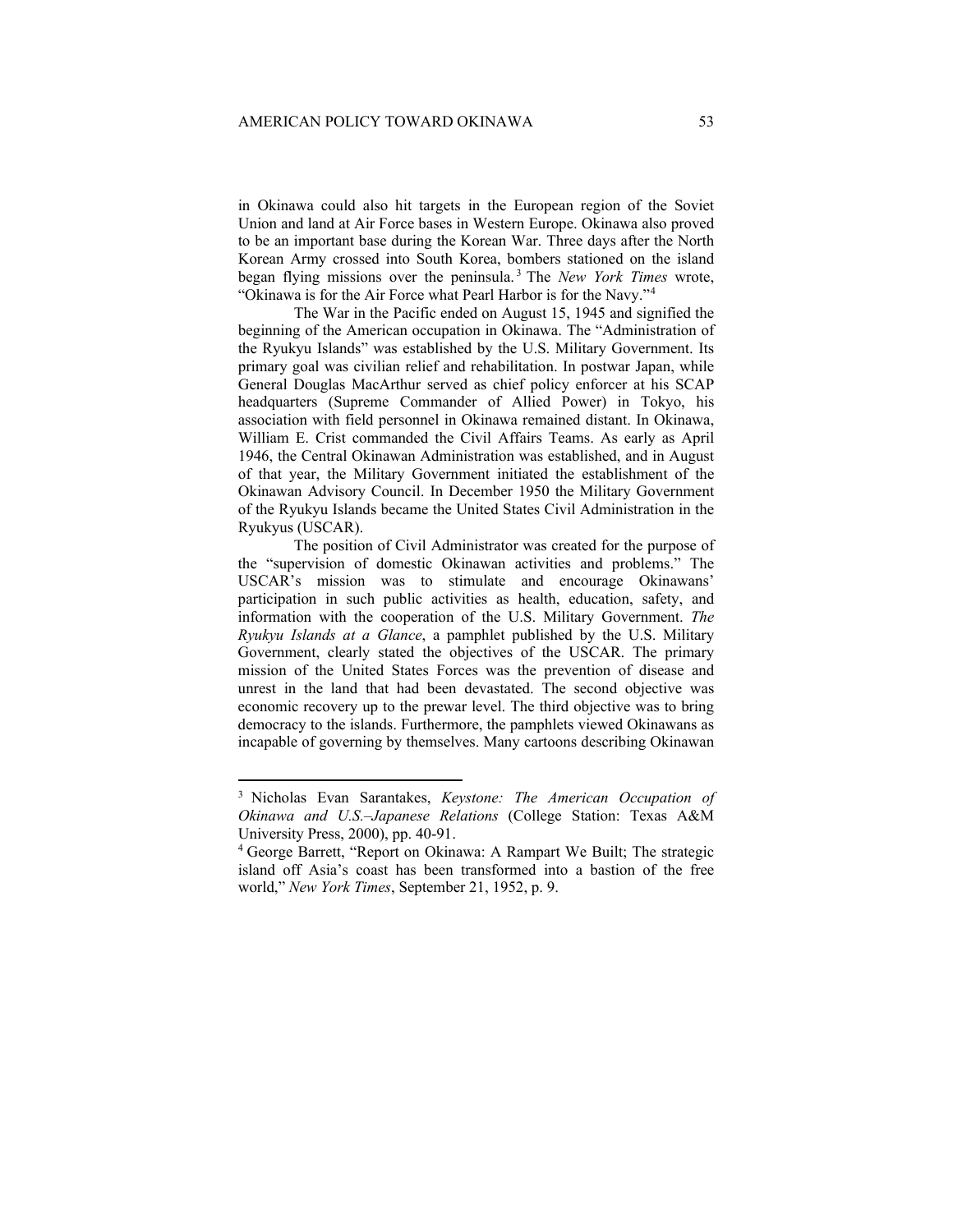in Okinawa could also hit targets in the European region of the Soviet Union and land at Air Force bases in Western Europe. Okinawa also proved to be an important base during the Korean War. Three days after the North Korean Army crossed into South Korea, bombers stationed on the island began flying missions over the peninsula.[3] The *New York Times* wrote, "Okinawa is for the Air Force what Pearl Harbor is for the Navy."[4]

The War in the Pacific ended on August 15, 1945 and signified the beginning of the American occupation in Okinawa. The "Administration of the Ryukyu Islands" was established by the U.S. Military Government. Its primary goal was civilian relief and rehabilitation. In postwar Japan, while General Douglas MacArthur served as chief policy enforcer at his SCAP headquarters (Supreme Commander of Allied Power) in Tokyo, his association with field personnel in Okinawa remained distant. In Okinawa, William E. Crist commanded the Civil Affairs Teams. As early as April 1946, the Central Okinawan Administration was established, and in August of that year, the Military Government initiated the establishment of the Okinawan Advisory Council. In December 1950 the Military Government of the Ryukyu Islands became the United States Civil Administration in the Ryukyus (USCAR).

The position of Civil Administrator was created for the purpose of the "supervision of domestic Okinawan activities and problems." The USCAR's mission was to stimulate and encourage Okinawans' participation in such public activities as health, education, safety, and information with the cooperation of the U.S. Military Government. *The Ryukyu Islands at a Glance*, a pamphlet published by the U.S. Military Government, clearly stated the objectives of the USCAR. The primary mission of the United States Forces was the prevention of disease and unrest in the land that had been devastated. The second objective was economic recovery up to the prewar level. The third objective was to bring democracy to the islands. Furthermore, the pamphlets viewed Okinawans as incapable of governing by themselves. Many cartoons describing Okinawan

---

[3] Nicholas Evan Sarantakes, *Keystone: The American Occupation of Okinawa and U.S.–Japanese Relations* (College Station: Texas A&M University Press, 2000), pp. 40-91.

[4] George Barrett, "Report on Okinawa: A Rampart We Built; The strategic island off Asia's coast has been transformed into a bastion of the free world," *New York Times*, September 21, 1952, p. 9.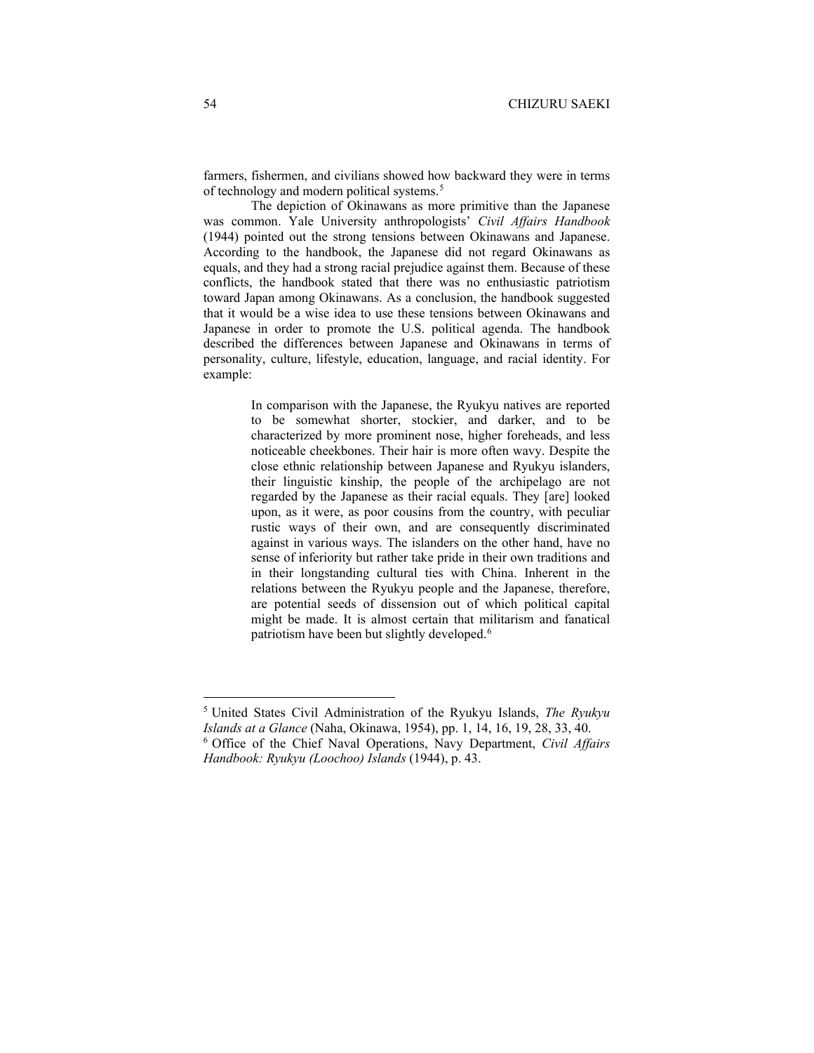farmers, fishermen, and civilians showed how backward they were in terms of technology and modern political systems.[5]

The depiction of Okinawans as more primitive than the Japanese was common. Yale University anthropologists' *Civil Affairs Handbook* (1944) pointed out the strong tensions between Okinawans and Japanese. According to the handbook, the Japanese did not regard Okinawans as equals, and they had a strong racial prejudice against them. Because of these conflicts, the handbook stated that there was no enthusiastic patriotism toward Japan among Okinawans. As a conclusion, the handbook suggested that it would be a wise idea to use these tensions between Okinawans and Japanese in order to promote the U.S. political agenda. The handbook described the differences between Japanese and Okinawans in terms of personality, culture, lifestyle, education, language, and racial identity. For example:

> In comparison with the Japanese, the Ryukyu natives are reported to be somewhat shorter, stockier, and darker, and to be characterized by more prominent nose, higher foreheads, and less noticeable cheekbones. Their hair is more often wavy. Despite the close ethnic relationship between Japanese and Ryukyu islanders, their linguistic kinship, the people of the archipelago are not regarded by the Japanese as their racial equals. They [are] looked upon, as it were, as poor cousins from the country, with peculiar rustic ways of their own, and are consequently discriminated against in various ways. The islanders on the other hand, have no sense of inferiority but rather take pride in their own traditions and in their longstanding cultural ties with China. Inherent in the relations between the Ryukyu people and the Japanese, therefore, are potential seeds of dissension out of which political capital might be made. It is almost certain that militarism and fanatical patriotism have been but slightly developed.[6]

---

[5] United States Civil Administration of the Ryukyu Islands, *The Ryukyu Islands at a Glance* (Naha, Okinawa, 1954), pp. 1, 14, 16, 19, 28, 33, 40.

[6] Office of the Chief Naval Operations, Navy Department, *Civil Affairs Handbook: Ryukyu (Loochoo) Islands* (1944), p. 43.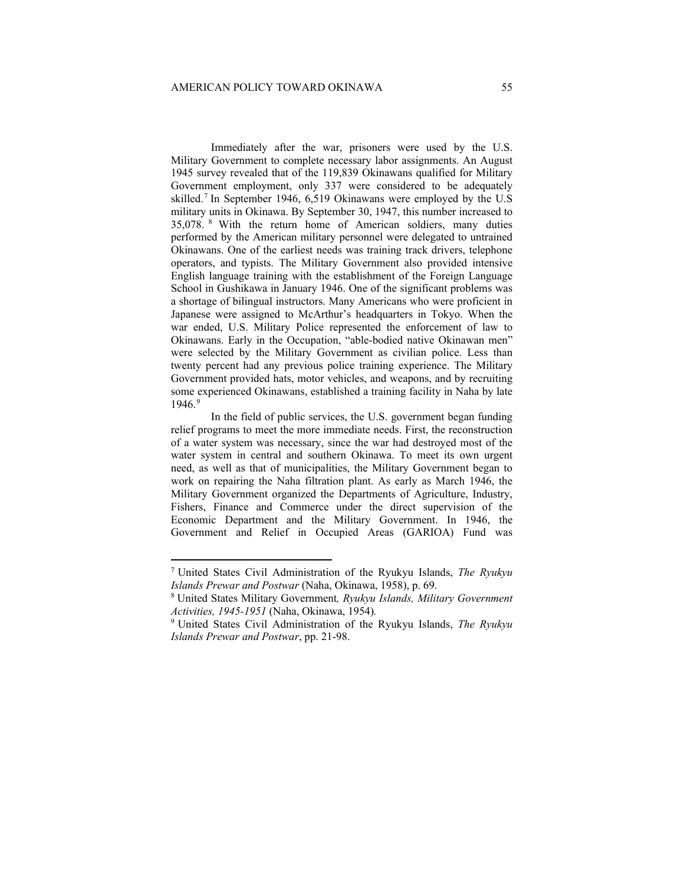Immediately after the war, prisoners were used by the U.S. Military Government to complete necessary labor assignments. An August 1945 survey revealed that of the 119,839 Okinawans qualified for Military Government employment, only 337 were considered to be adequately skilled.[7] In September 1946, 6,519 Okinawans were employed by the U.S military units in Okinawa. By September 30, 1947, this number increased to 35,078.[8] With the return home of American soldiers, many duties performed by the American military personnel were delegated to untrained Okinawans. One of the earliest needs was training track drivers, telephone operators, and typists. The Military Government also provided intensive English language training with the establishment of the Foreign Language School in Gushikawa in January 1946. One of the significant problems was a shortage of bilingual instructors. Many Americans who were proficient in Japanese were assigned to McArthur's headquarters in Tokyo. When the war ended, U.S. Military Police represented the enforcement of law to Okinawans. Early in the Occupation, "able-bodied native Okinawan men" were selected by the Military Government as civilian police. Less than twenty percent had any previous police training experience. The Military Government provided hats, motor vehicles, and weapons, and by recruiting some experienced Okinawans, established a training facility in Naha by late 1946.[9]

In the field of public services, the U.S. government began funding relief programs to meet the more immediate needs. First, the reconstruction of a water system was necessary, since the war had destroyed most of the water system in central and southern Okinawa. To meet its own urgent need, as well as that of municipalities, the Military Government began to work on repairing the Naha filtration plant. As early as March 1946, the Military Government organized the Departments of Agriculture, Industry, Fishers, Finance and Commerce under the direct supervision of the Economic Department and the Military Government. In 1946, the Government and Relief in Occupied Areas (GARIOA) Fund was

---

[7] United States Civil Administration of the Ryukyu Islands, *The Ryukyu Islands Prewar and Postwar* (Naha, Okinawa, 1958), p. 69.

[8] United States Military Government*, Ryukyu Islands, Military Government Activities, 1945-1951* (Naha, Okinawa, 1954)*.*

[9] United States Civil Administration of the Ryukyu Islands, *The Ryukyu Islands Prewar and Postwar*, pp. 21-98.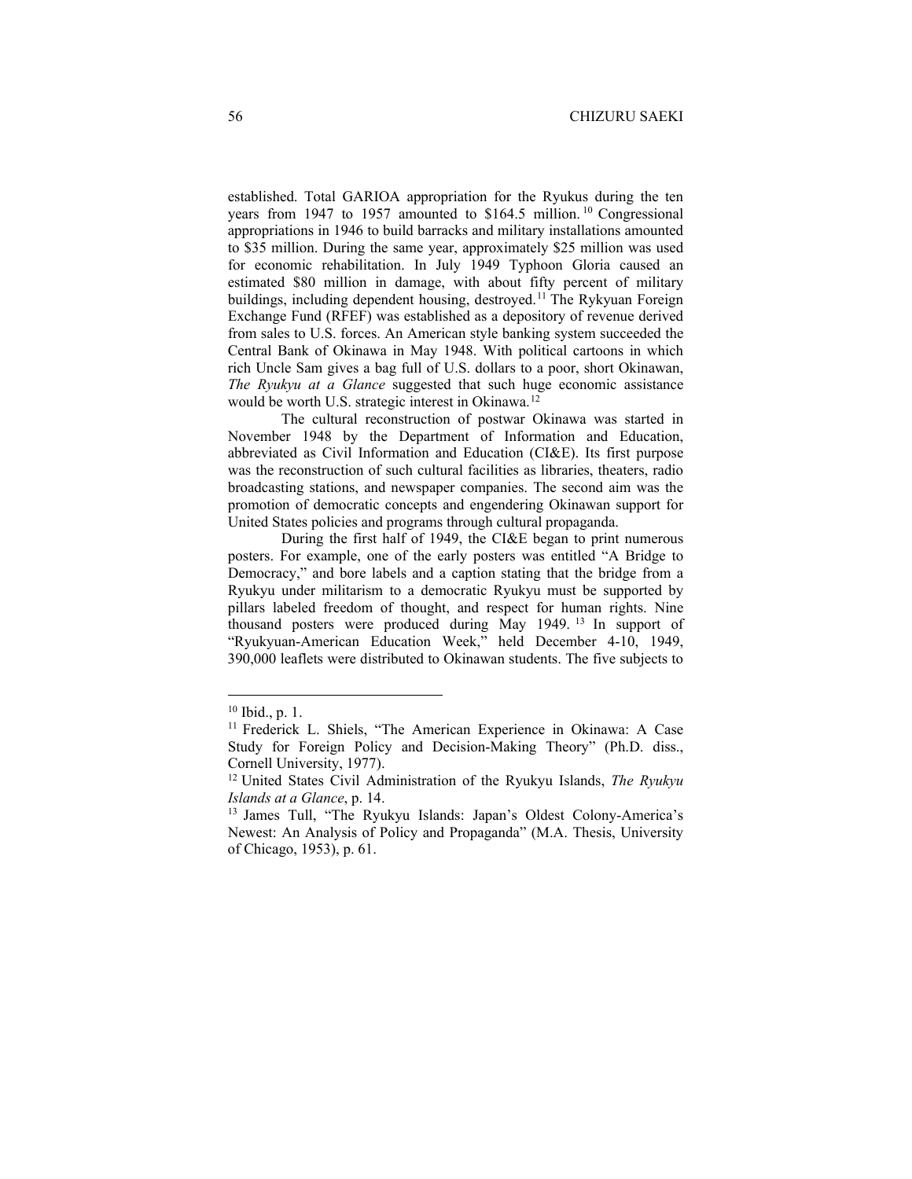established. Total GARIOA appropriation for the Ryukus during the ten years from 1947 to 1957 amounted to $164.5 million.[10] Congressional appropriations in 1946 to build barracks and military installations amounted to $35 million. During the same year, approximately $25 million was used for economic rehabilitation. In July 1949 Typhoon Gloria caused an estimated $80 million in damage, with about fifty percent of military buildings, including dependent housing, destroyed.[11] The Rykyuan Foreign Exchange Fund (RFEF) was established as a depository of revenue derived from sales to U.S. forces. An American style banking system succeeded the Central Bank of Okinawa in May 1948. With political cartoons in which rich Uncle Sam gives a bag full of U.S. dollars to a poor, short Okinawan, *The Ryukyu at a Glance* suggested that such huge economic assistance would be worth U.S. strategic interest in Okinawa.[12]

The cultural reconstruction of postwar Okinawa was started in November 1948 by the Department of Information and Education, abbreviated as Civil Information and Education (CI&E). Its first purpose was the reconstruction of such cultural facilities as libraries, theaters, radio broadcasting stations, and newspaper companies. The second aim was the promotion of democratic concepts and engendering Okinawan support for United States policies and programs through cultural propaganda.

During the first half of 1949, the CI&E began to print numerous posters. For example, one of the early posters was entitled "A Bridge to Democracy," and bore labels and a caption stating that the bridge from a Ryukyu under militarism to a democratic Ryukyu must be supported by pillars labeled freedom of thought, and respect for human rights. Nine thousand posters were produced during May 1949.[13] In support of "Ryukyuan-American Education Week," held December 4-10, 1949, 390,000 leaflets were distributed to Okinawan students. The five subjects to

---

[10] Ibid., p. 1.

[11] Frederick L. Shiels, "The American Experience in Okinawa: A Case Study for Foreign Policy and Decision-Making Theory" (Ph.D. diss., Cornell University, 1977).

[12] United States Civil Administration of the Ryukyu Islands, *The Ryukyu Islands at a Glance*, p. 14.

[13] James Tull, "The Ryukyu Islands: Japan's Oldest Colony-America's Newest: An Analysis of Policy and Propaganda" (M.A. Thesis, University of Chicago, 1953), p. 61.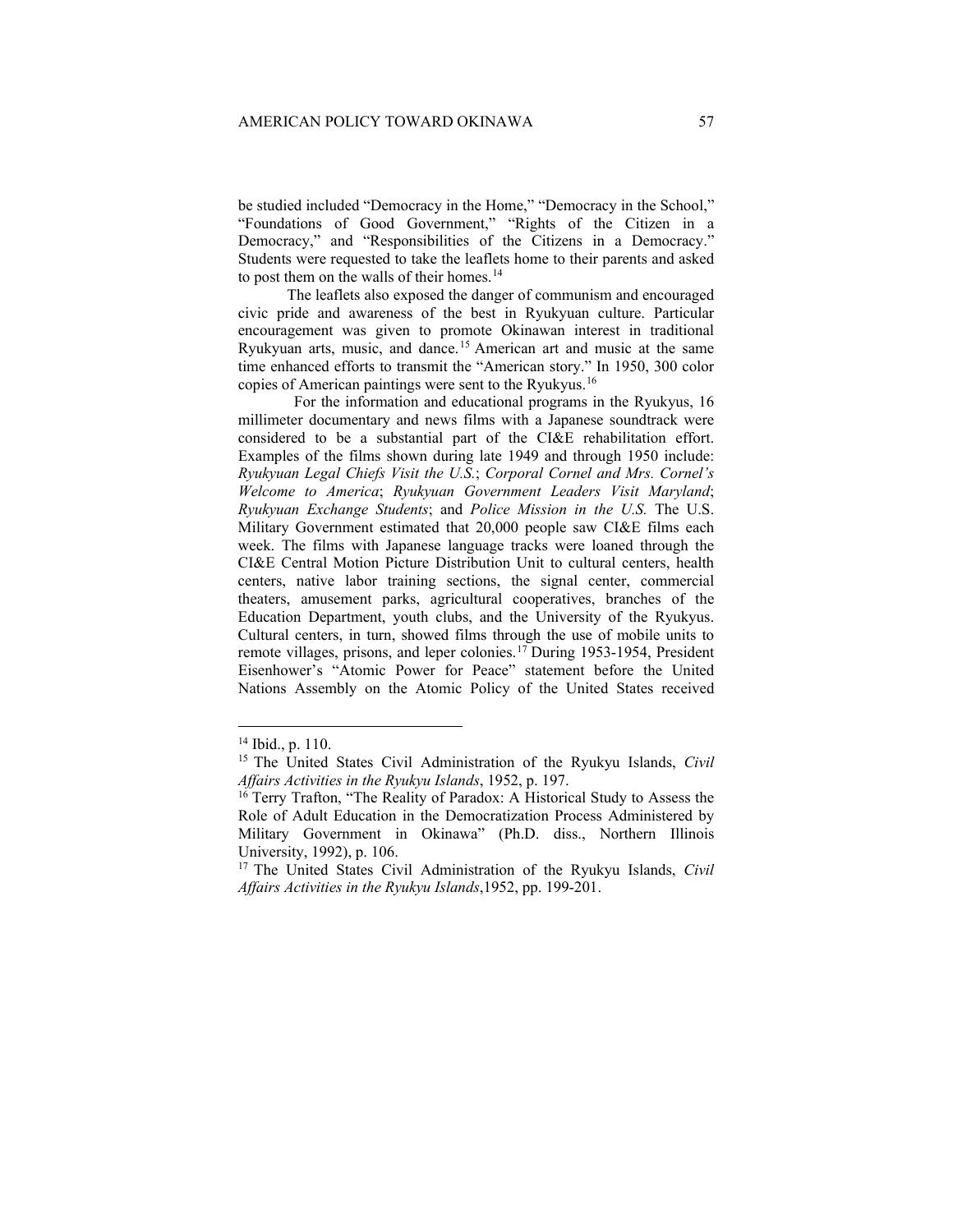be studied included "Democracy in the Home," "Democracy in the School," "Foundations of Good Government," "Rights of the Citizen in a Democracy," and "Responsibilities of the Citizens in a Democracy." Students were requested to take the leaflets home to their parents and asked to post them on the walls of their homes.[14]

The leaflets also exposed the danger of communism and encouraged civic pride and awareness of the best in Ryukyuan culture. Particular encouragement was given to promote Okinawan interest in traditional Ryukyuan arts, music, and dance.[15] American art and music at the same time enhanced efforts to transmit the "American story." In 1950, 300 color copies of American paintings were sent to the Ryukyus.[16]

For the information and educational programs in the Ryukyus, 16 millimeter documentary and news films with a Japanese soundtrack were considered to be a substantial part of the CI&E rehabilitation effort. Examples of the films shown during late 1949 and through 1950 include: *Ryukyuan Legal Chiefs Visit the U.S.*; *Corporal Cornel and Mrs. Cornel's Welcome to America*; *Ryukyuan Government Leaders Visit Maryland*; *Ryukyuan Exchange Students*; and *Police Mission in the U.S.* The U.S. Military Government estimated that 20,000 people saw CI&E films each week. The films with Japanese language tracks were loaned through the CI&E Central Motion Picture Distribution Unit to cultural centers, health centers, native labor training sections, the signal center, commercial theaters, amusement parks, agricultural cooperatives, branches of the Education Department, youth clubs, and the University of the Ryukyus. Cultural centers, in turn, showed films through the use of mobile units to remote villages, prisons, and leper colonies.[17] During 1953-1954, President Eisenhower's "Atomic Power for Peace" statement before the United Nations Assembly on the Atomic Policy of the United States received

---

[14] Ibid., p. 110.

[15] The United States Civil Administration of the Ryukyu Islands, *Civil Affairs Activities in the Ryukyu Islands*, 1952, p. 197.

[16] Terry Trafton, "The Reality of Paradox: A Historical Study to Assess the Role of Adult Education in the Democratization Process Administered by Military Government in Okinawa" (Ph.D. diss., Northern Illinois University, 1992), p. 106.

[17] The United States Civil Administration of the Ryukyu Islands, *Civil Affairs Activities in the Ryukyu Islands*,1952, pp. 199-201.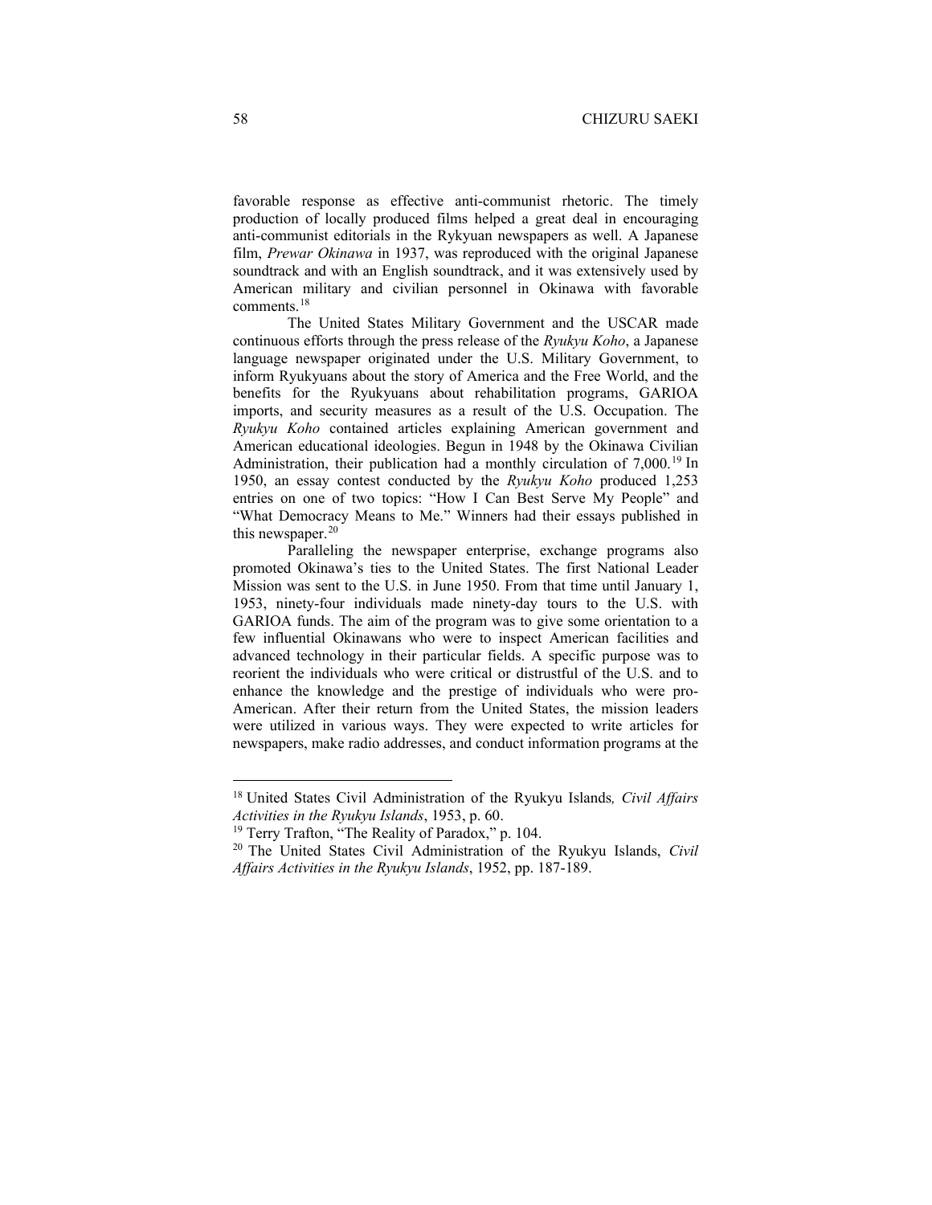favorable response as effective anti-communist rhetoric. The timely production of locally produced films helped a great deal in encouraging anti-communist editorials in the Rykyuan newspapers as well. A Japanese film, *Prewar Okinawa* in 1937, was reproduced with the original Japanese soundtrack and with an English soundtrack, and it was extensively used by American military and civilian personnel in Okinawa with favorable comments.[18]

The United States Military Government and the USCAR made continuous efforts through the press release of the *Ryukyu Koho*, a Japanese language newspaper originated under the U.S. Military Government, to inform Ryukyuans about the story of America and the Free World, and the benefits for the Ryukyuans about rehabilitation programs, GARIOA imports, and security measures as a result of the U.S. Occupation. The *Ryukyu Koho* contained articles explaining American government and American educational ideologies. Begun in 1948 by the Okinawa Civilian Administration, their publication had a monthly circulation of 7,000.[19] In 1950, an essay contest conducted by the *Ryukyu Koho* produced 1,253 entries on one of two topics: "How I Can Best Serve My People" and "What Democracy Means to Me." Winners had their essays published in this newspaper.[20]

Paralleling the newspaper enterprise, exchange programs also promoted Okinawa's ties to the United States. The first National Leader Mission was sent to the U.S. in June 1950. From that time until January 1, 1953, ninety-four individuals made ninety-day tours to the U.S. with GARIOA funds. The aim of the program was to give some orientation to a few influential Okinawans who were to inspect American facilities and advanced technology in their particular fields. A specific purpose was to reorient the individuals who were critical or distrustful of the U.S. and to enhance the knowledge and the prestige of individuals who were pro-American. After their return from the United States, the mission leaders were utilized in various ways. They were expected to write articles for newspapers, make radio addresses, and conduct information programs at the

---

[18] United States Civil Administration of the Ryukyu Islands*, Civil Affairs Activities in the Ryukyu Islands*, 1953, p. 60.

[19] Terry Trafton, "The Reality of Paradox," p. 104.

[20] The United States Civil Administration of the Ryukyu Islands, *Civil Affairs Activities in the Ryukyu Islands*, 1952, pp. 187-189.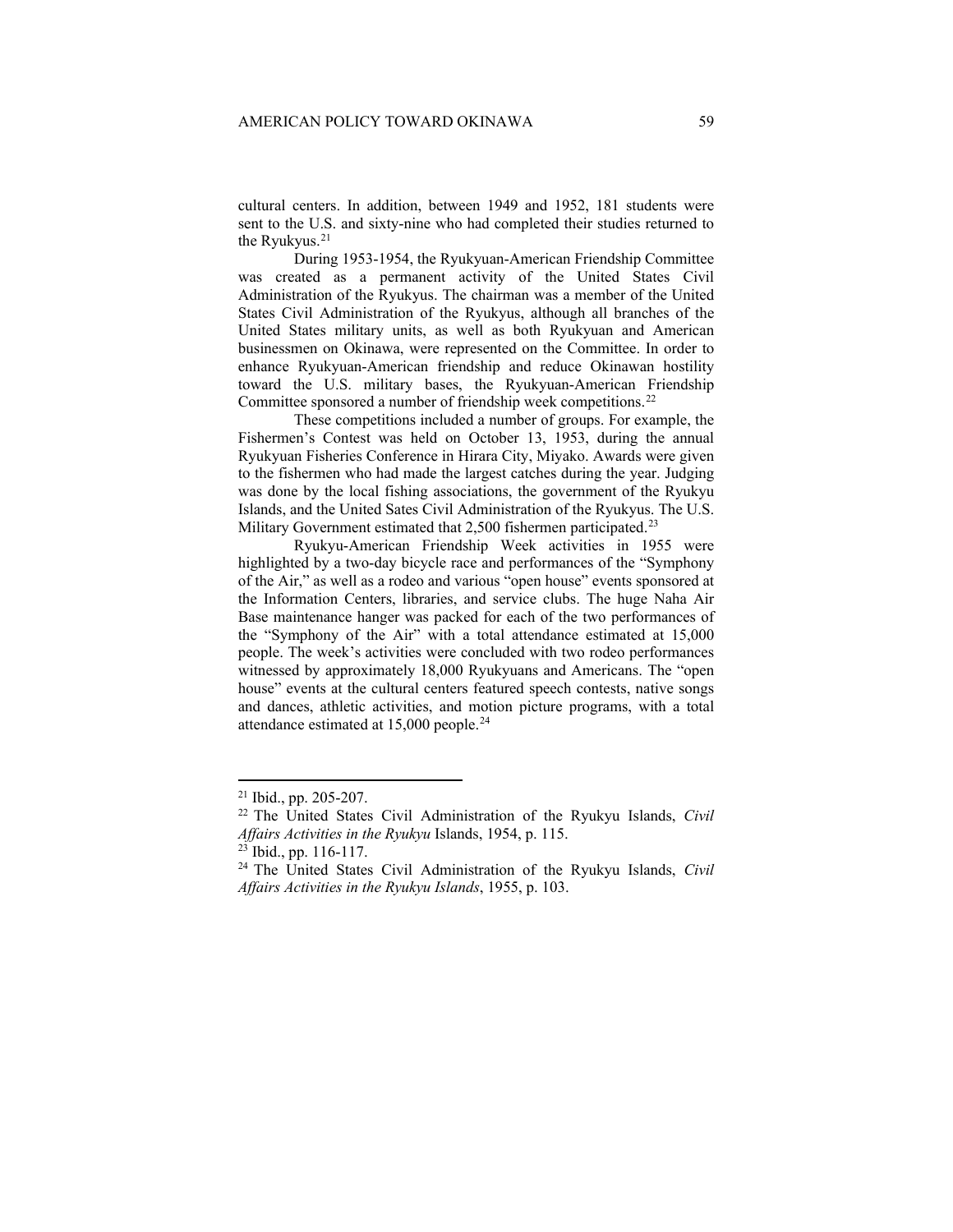cultural centers. In addition, between 1949 and 1952, 181 students were sent to the U.S. and sixty-nine who had completed their studies returned to the Ryukyus.[21]

During 1953-1954, the Ryukyuan-American Friendship Committee was created as a permanent activity of the United States Civil Administration of the Ryukyus. The chairman was a member of the United States Civil Administration of the Ryukyus, although all branches of the United States military units, as well as both Ryukyuan and American businessmen on Okinawa, were represented on the Committee. In order to enhance Ryukyuan-American friendship and reduce Okinawan hostility toward the U.S. military bases, the Ryukyuan-American Friendship Committee sponsored a number of friendship week competitions.[22]

These competitions included a number of groups. For example, the Fishermen's Contest was held on October 13, 1953, during the annual Ryukyuan Fisheries Conference in Hirara City, Miyako. Awards were given to the fishermen who had made the largest catches during the year. Judging was done by the local fishing associations, the government of the Ryukyu Islands, and the United Sates Civil Administration of the Ryukyus. The U.S. Military Government estimated that 2,500 fishermen participated.[23]

Ryukyu-American Friendship Week activities in 1955 were highlighted by a two-day bicycle race and performances of the "Symphony of the Air," as well as a rodeo and various "open house" events sponsored at the Information Centers, libraries, and service clubs. The huge Naha Air Base maintenance hanger was packed for each of the two performances of the "Symphony of the Air" with a total attendance estimated at 15,000 people. The week's activities were concluded with two rodeo performances witnessed by approximately 18,000 Ryukyuans and Americans. The "open house" events at the cultural centers featured speech contests, native songs and dances, athletic activities, and motion picture programs, with a total attendance estimated at 15,000 people.[24]

---

[21] Ibid., pp. 205-207.

[22] The United States Civil Administration of the Ryukyu Islands, *Civil Affairs Activities in the Ryukyu* Islands, 1954, p. 115.

[23] Ibid., pp. 116-117.

[24] The United States Civil Administration of the Ryukyu Islands, *Civil Affairs Activities in the Ryukyu Islands*, 1955, p. 103.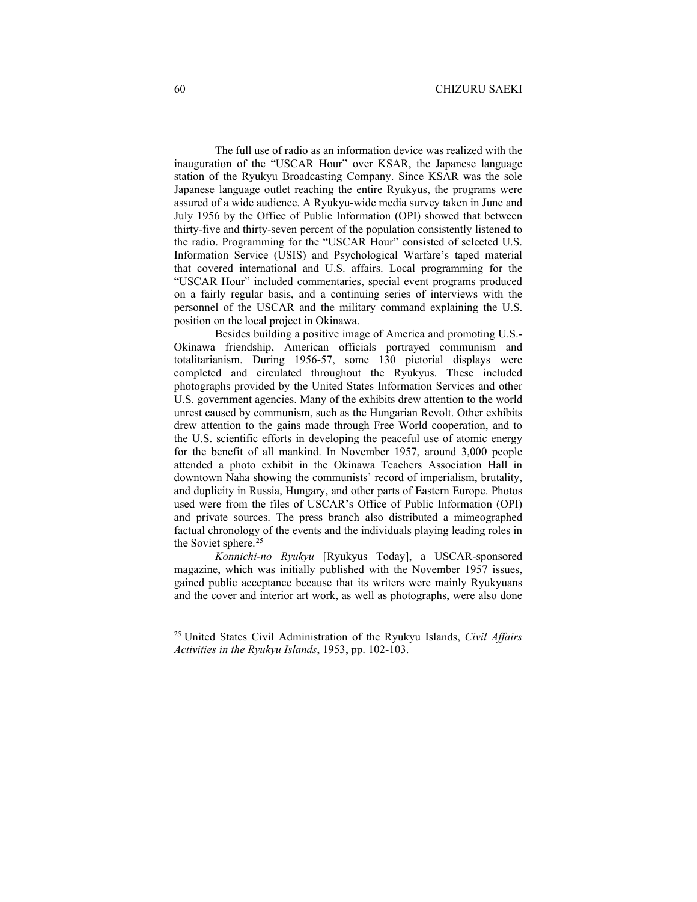The full use of radio as an information device was realized with the inauguration of the "USCAR Hour" over KSAR, the Japanese language station of the Ryukyu Broadcasting Company. Since KSAR was the sole Japanese language outlet reaching the entire Ryukyus, the programs were assured of a wide audience. A Ryukyu-wide media survey taken in June and July 1956 by the Office of Public Information (OPI) showed that between thirty-five and thirty-seven percent of the population consistently listened to the radio. Programming for the "USCAR Hour" consisted of selected U.S. Information Service (USIS) and Psychological Warfare's taped material that covered international and U.S. affairs. Local programming for the "USCAR Hour" included commentaries, special event programs produced on a fairly regular basis, and a continuing series of interviews with the personnel of the USCAR and the military command explaining the U.S. position on the local project in Okinawa.

Besides building a positive image of America and promoting U.S.-Okinawa friendship, American officials portrayed communism and totalitarianism. During 1956-57, some 130 pictorial displays were completed and circulated throughout the Ryukyus. These included photographs provided by the United States Information Services and other U.S. government agencies. Many of the exhibits drew attention to the world unrest caused by communism, such as the Hungarian Revolt. Other exhibits drew attention to the gains made through Free World cooperation, and to the U.S. scientific efforts in developing the peaceful use of atomic energy for the benefit of all mankind. In November 1957, around 3,000 people attended a photo exhibit in the Okinawa Teachers Association Hall in downtown Naha showing the communists' record of imperialism, brutality, and duplicity in Russia, Hungary, and other parts of Eastern Europe. Photos used were from the files of USCAR's Office of Public Information (OPI) and private sources. The press branch also distributed a mimeographed factual chronology of the events and the individuals playing leading roles in the Soviet sphere.[25]

*Konnichi-no Ryukyu* [Ryukyus Today], a USCAR-sponsored magazine, which was initially published with the November 1957 issues, gained public acceptance because that its writers were mainly Ryukyuans and the cover and interior art work, as well as photographs, were also done

---

[25] United States Civil Administration of the Ryukyu Islands, *Civil Affairs Activities in the Ryukyu Islands*, 1953, pp. 102-103.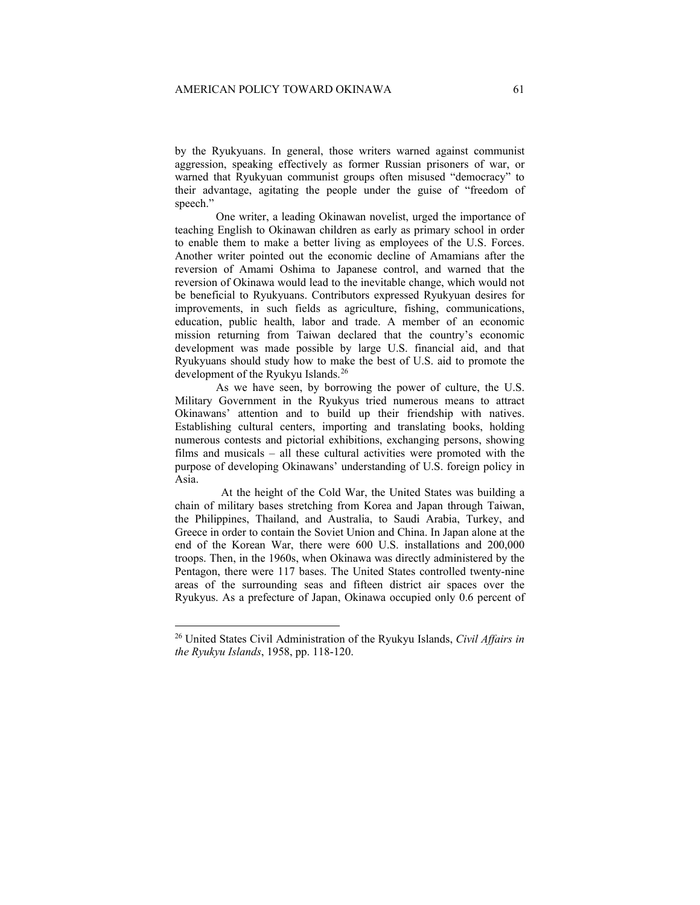by the Ryukyuans. In general, those writers warned against communist aggression, speaking effectively as former Russian prisoners of war, or warned that Ryukyuan communist groups often misused "democracy" to their advantage, agitating the people under the guise of "freedom of speech."

One writer, a leading Okinawan novelist, urged the importance of teaching English to Okinawan children as early as primary school in order to enable them to make a better living as employees of the U.S. Forces. Another writer pointed out the economic decline of Amamians after the reversion of Amami Oshima to Japanese control, and warned that the reversion of Okinawa would lead to the inevitable change, which would not be beneficial to Ryukyuans. Contributors expressed Ryukyuan desires for improvements, in such fields as agriculture, fishing, communications, education, public health, labor and trade. A member of an economic mission returning from Taiwan declared that the country's economic development was made possible by large U.S. financial aid, and that Ryukyuans should study how to make the best of U.S. aid to promote the development of the Ryukyu Islands.[26]

As we have seen, by borrowing the power of culture, the U.S. Military Government in the Ryukyus tried numerous means to attract Okinawans' attention and to build up their friendship with natives. Establishing cultural centers, importing and translating books, holding numerous contests and pictorial exhibitions, exchanging persons, showing films and musicals – all these cultural activities were promoted with the purpose of developing Okinawans' understanding of U.S. foreign policy in Asia.

At the height of the Cold War, the United States was building a chain of military bases stretching from Korea and Japan through Taiwan, the Philippines, Thailand, and Australia, to Saudi Arabia, Turkey, and Greece in order to contain the Soviet Union and China. In Japan alone at the end of the Korean War, there were 600 U.S. installations and 200,000 troops. Then, in the 1960s, when Okinawa was directly administered by the Pentagon, there were 117 bases. The United States controlled twenty-nine areas of the surrounding seas and fifteen district air spaces over the Ryukyus. As a prefecture of Japan, Okinawa occupied only 0.6 percent of

---

[26] United States Civil Administration of the Ryukyu Islands, *Civil Affairs in the Ryukyu Islands*, 1958, pp. 118-120.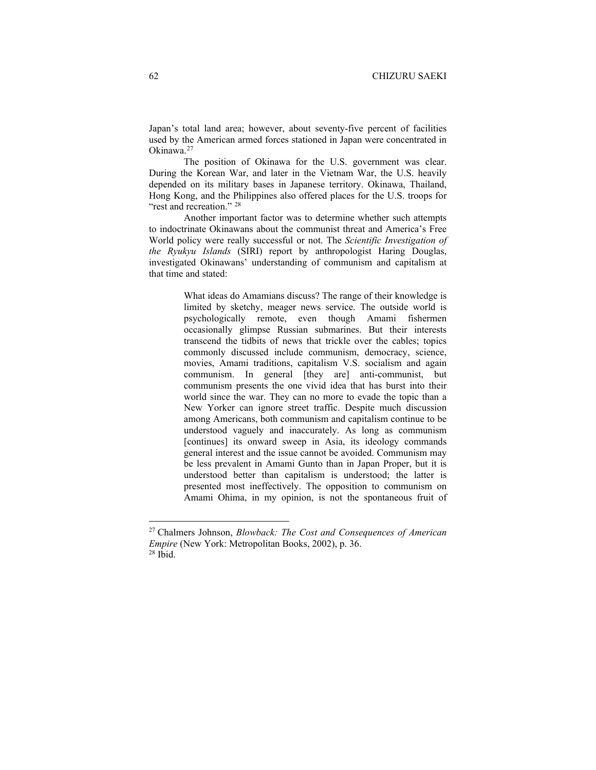Japan's total land area; however, about seventy-five percent of facilities used by the American armed forces stationed in Japan were concentrated in Okinawa.[27]

The position of Okinawa for the U.S. government was clear. During the Korean War, and later in the Vietnam War, the U.S. heavily depended on its military bases in Japanese territory. Okinawa, Thailand, Hong Kong, and the Philippines also offered places for the U.S. troops for "rest and recreation." [28]

Another important factor was to determine whether such attempts to indoctrinate Okinawans about the communist threat and America's Free World policy were really successful or not. The *Scientific Investigation of the Ryukyu Islands* (SIRI) report by anthropologist Haring Douglas, investigated Okinawans' understanding of communism and capitalism at that time and stated:

> What ideas do Amamians discuss? The range of their knowledge is limited by sketchy, meager news service. The outside world is psychologically remote, even though Amami fishermen occasionally glimpse Russian submarines. But their interests transcend the tidbits of news that trickle over the cables; topics commonly discussed include communism, democracy, science, movies, Amami traditions, capitalism V.S. socialism and again communism. In general [they are] anti-communist, but communism presents the one vivid idea that has burst into their world since the war. They can no more to evade the topic than a New Yorker can ignore street traffic. Despite much discussion among Americans, both communism and capitalism continue to be understood vaguely and inaccurately. As long as communism [continues] its onward sweep in Asia, its ideology commands general interest and the issue cannot be avoided. Communism may be less prevalent in Amami Gunto than in Japan Proper, but it is understood better than capitalism is understood; the latter is presented most ineffectively. The opposition to communism on Amami Ohima, in my opinion, is not the spontaneous fruit of

---

[27] Chalmers Johnson, *Blowback: The Cost and Consequences of American Empire* (New York: Metropolitan Books, 2002), p. 36.

[28] Ibid.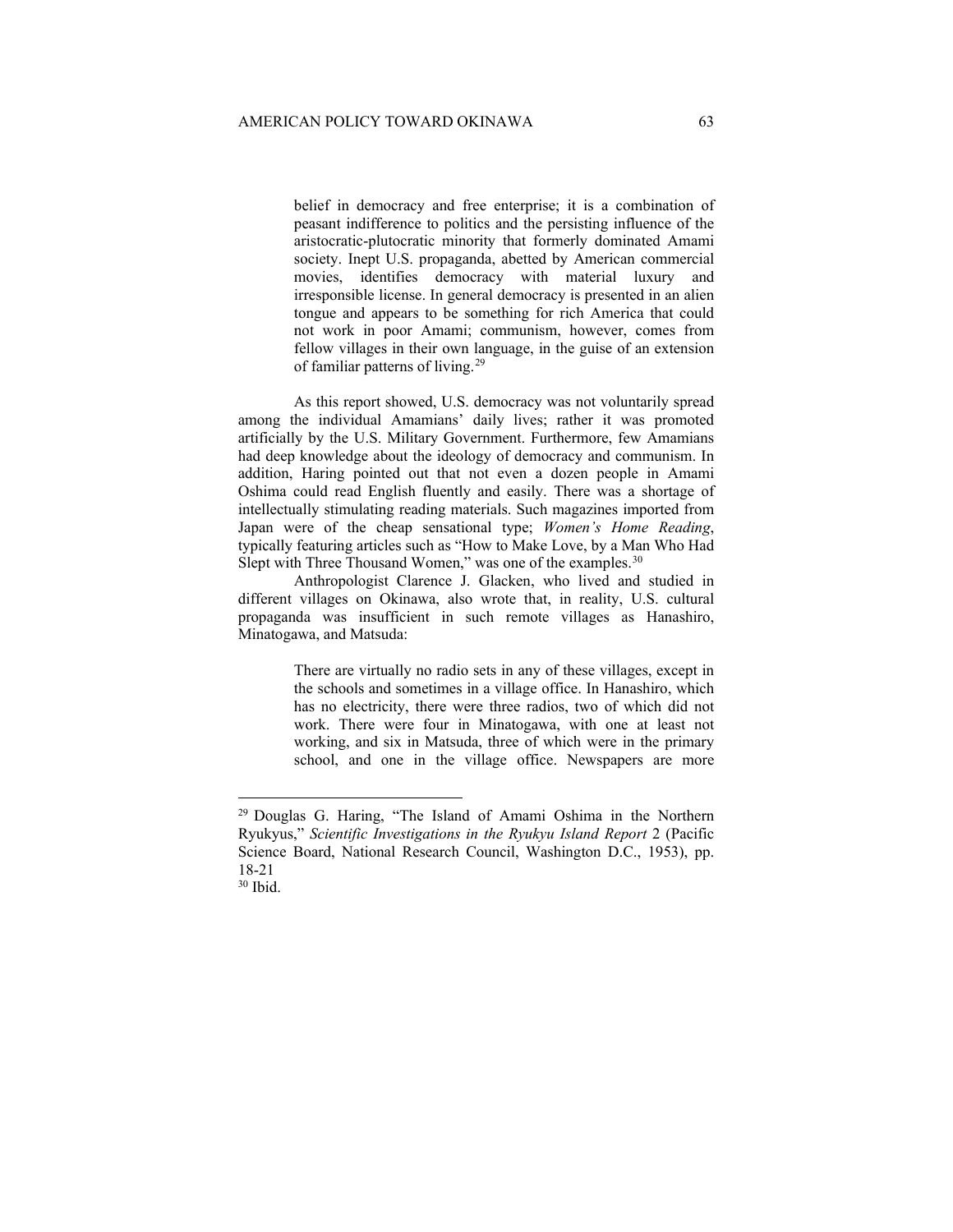> belief in democracy and free enterprise; it is a combination of peasant indifference to politics and the persisting influence of the aristocratic-plutocratic minority that formerly dominated Amami society. Inept U.S. propaganda, abetted by American commercial movies, identifies democracy with material luxury and irresponsible license. In general democracy is presented in an alien tongue and appears to be something for rich America that could not work in poor Amami; communism, however, comes from fellow villages in their own language, in the guise of an extension of familiar patterns of living.[29]

As this report showed, U.S. democracy was not voluntarily spread among the individual Amamians' daily lives; rather it was promoted artificially by the U.S. Military Government. Furthermore, few Amamians had deep knowledge about the ideology of democracy and communism. In addition, Haring pointed out that not even a dozen people in Amami Oshima could read English fluently and easily. There was a shortage of intellectually stimulating reading materials. Such magazines imported from Japan were of the cheap sensational type; *Women's Home Reading*, typically featuring articles such as "How to Make Love, by a Man Who Had Slept with Three Thousand Women," was one of the examples.[30]

Anthropologist Clarence J. Glacken, who lived and studied in different villages on Okinawa, also wrote that, in reality, U.S. cultural propaganda was insufficient in such remote villages as Hanashiro, Minatogawa, and Matsuda:

> There are virtually no radio sets in any of these villages, except in the schools and sometimes in a village office. In Hanashiro, which has no electricity, there were three radios, two of which did not work. There were four in Minatogawa, with one at least not working, and six in Matsuda, three of which were in the primary school, and one in the village office. Newspapers are more

---

[29] Douglas G. Haring, "The Island of Amami Oshima in the Northern Ryukyus," *Scientific Investigations in the Ryukyu Island Report* 2 (Pacific Science Board, National Research Council, Washington D.C., 1953), pp. 18-21

[30] Ibid.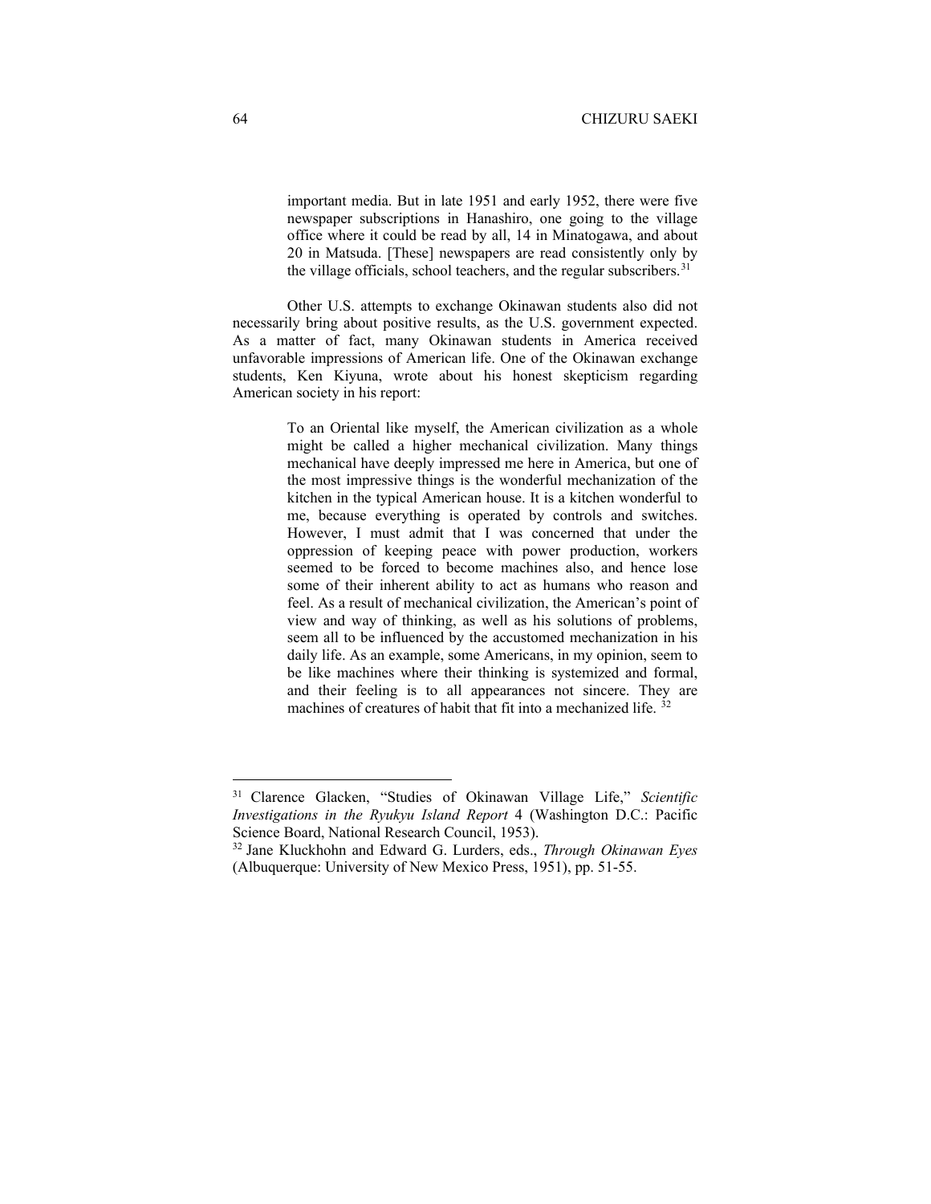> important media. But in late 1951 and early 1952, there were five newspaper subscriptions in Hanashiro, one going to the village office where it could be read by all, 14 in Minatogawa, and about 20 in Matsuda. [These] newspapers are read consistently only by the village officials, school teachers, and the regular subscribers.[31]

Other U.S. attempts to exchange Okinawan students also did not necessarily bring about positive results, as the U.S. government expected. As a matter of fact, many Okinawan students in America received unfavorable impressions of American life. One of the Okinawan exchange students, Ken Kiyuna, wrote about his honest skepticism regarding American society in his report:

> To an Oriental like myself, the American civilization as a whole might be called a higher mechanical civilization. Many things mechanical have deeply impressed me here in America, but one of the most impressive things is the wonderful mechanization of the kitchen in the typical American house. It is a kitchen wonderful to me, because everything is operated by controls and switches. However, I must admit that I was concerned that under the oppression of keeping peace with power production, workers seemed to be forced to become machines also, and hence lose some of their inherent ability to act as humans who reason and feel. As a result of mechanical civilization, the American's point of view and way of thinking, as well as his solutions of problems, seem all to be influenced by the accustomed mechanization in his daily life. As an example, some Americans, in my opinion, seem to be like machines where their thinking is systemized and formal, and their feeling is to all appearances not sincere. They are machines of creatures of habit that fit into a mechanized life.[32]

---

[31] Clarence Glacken, "Studies of Okinawan Village Life," *Scientific Investigations in the Ryukyu Island Report* 4 (Washington D.C.: Pacific Science Board, National Research Council, 1953).

[32] Jane Kluckhohn and Edward G. Lurders, eds., *Through Okinawan Eyes* (Albuquerque: University of New Mexico Press, 1951), pp. 51-55.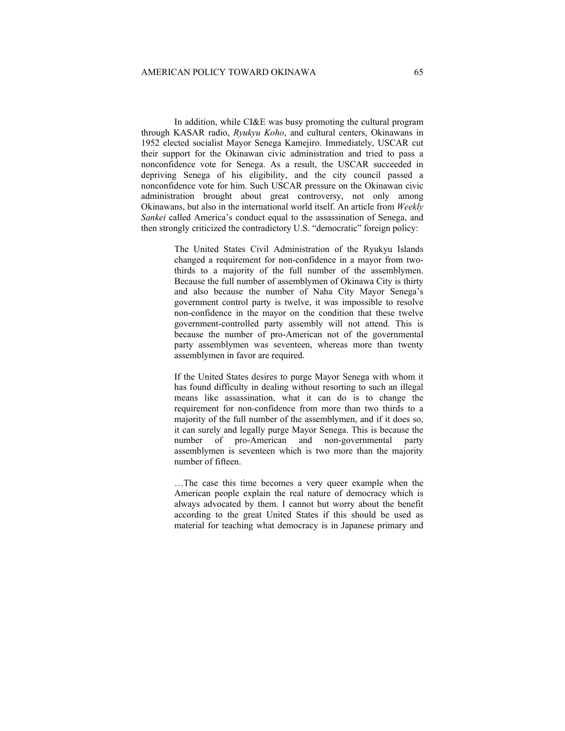In addition, while CI&E was busy promoting the cultural program through KASAR radio, *Ryukyu Koho*, and cultural centers, Okinawans in 1952 elected socialist Mayor Senega Kamejiro. Immediately, USCAR cut their support for the Okinawan civic administration and tried to pass a nonconfidence vote for Senega. As a result, the USCAR succeeded in depriving Senega of his eligibility, and the city council passed a nonconfidence vote for him. Such USCAR pressure on the Okinawan civic administration brought about great controversy, not only among Okinawans, but also in the international world itself. An article from *Weekly Sankei* called America's conduct equal to the assassination of Senega, and then strongly criticized the contradictory U.S. "democratic" foreign policy:

> The United States Civil Administration of the Ryukyu Islands changed a requirement for non-confidence in a mayor from two-thirds to a majority of the full number of the assemblymen. Because the full number of assemblymen of Okinawa City is thirty and also because the number of Naha City Mayor Senega's government control party is twelve, it was impossible to resolve non-confidence in the mayor on the condition that these twelve government-controlled party assembly will not attend. This is because the number of pro-American not of the governmental party assemblymen was seventeen, whereas more than twenty assemblymen in favor are required.
>
> If the United States desires to purge Mayor Senega with whom it has found difficulty in dealing without resorting to such an illegal means like assassination, what it can do is to change the requirement for non-confidence from more than two thirds to a majority of the full number of the assemblymen, and if it does so, it can surely and legally purge Mayor Senega. This is because the number of pro-American and non-governmental party assemblymen is seventeen which is two more than the majority number of fifteen.
>
> …The case this time becomes a very queer example when the American people explain the real nature of democracy which is always advocated by them. I cannot but worry about the benefit according to the great United States if this should be used as material for teaching what democracy is in Japanese primary and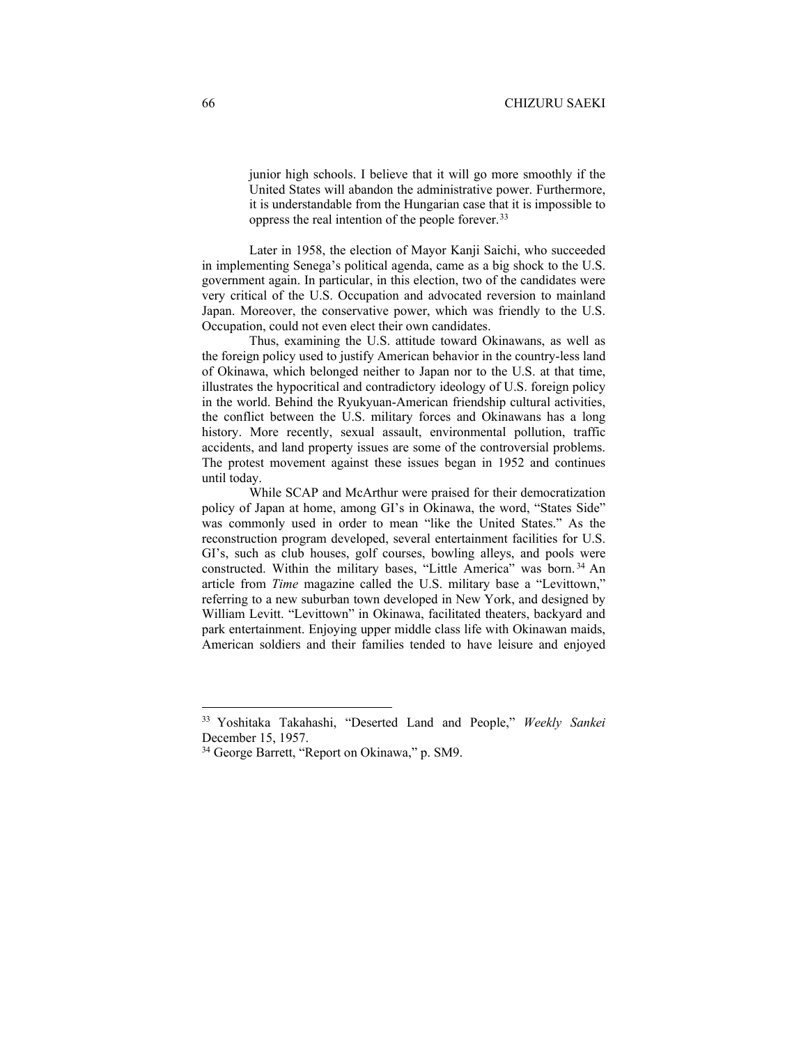> junior high schools. I believe that it will go more smoothly if the United States will abandon the administrative power. Furthermore, it is understandable from the Hungarian case that it is impossible to oppress the real intention of the people forever.[33]

Later in 1958, the election of Mayor Kanji Saichi, who succeeded in implementing Senega's political agenda, came as a big shock to the U.S. government again. In particular, in this election, two of the candidates were very critical of the U.S. Occupation and advocated reversion to mainland Japan. Moreover, the conservative power, which was friendly to the U.S. Occupation, could not even elect their own candidates.

Thus, examining the U.S. attitude toward Okinawans, as well as the foreign policy used to justify American behavior in the country-less land of Okinawa, which belonged neither to Japan nor to the U.S. at that time, illustrates the hypocritical and contradictory ideology of U.S. foreign policy in the world. Behind the Ryukyuan-American friendship cultural activities, the conflict between the U.S. military forces and Okinawans has a long history. More recently, sexual assault, environmental pollution, traffic accidents, and land property issues are some of the controversial problems. The protest movement against these issues began in 1952 and continues until today.

While SCAP and McArthur were praised for their democratization policy of Japan at home, among GI's in Okinawa, the word, "States Side" was commonly used in order to mean "like the United States." As the reconstruction program developed, several entertainment facilities for U.S. GI's, such as club houses, golf courses, bowling alleys, and pools were constructed. Within the military bases, "Little America" was born.[34] An article from *Time* magazine called the U.S. military base a "Levittown," referring to a new suburban town developed in New York, and designed by William Levitt. "Levittown" in Okinawa, facilitated theaters, backyard and park entertainment. Enjoying upper middle class life with Okinawan maids, American soldiers and their families tended to have leisure and enjoyed

---

[33] Yoshitaka Takahashi, "Deserted Land and People," *Weekly Sankei* December 15, 1957.

[34] George Barrett, "Report on Okinawa," p. SM9.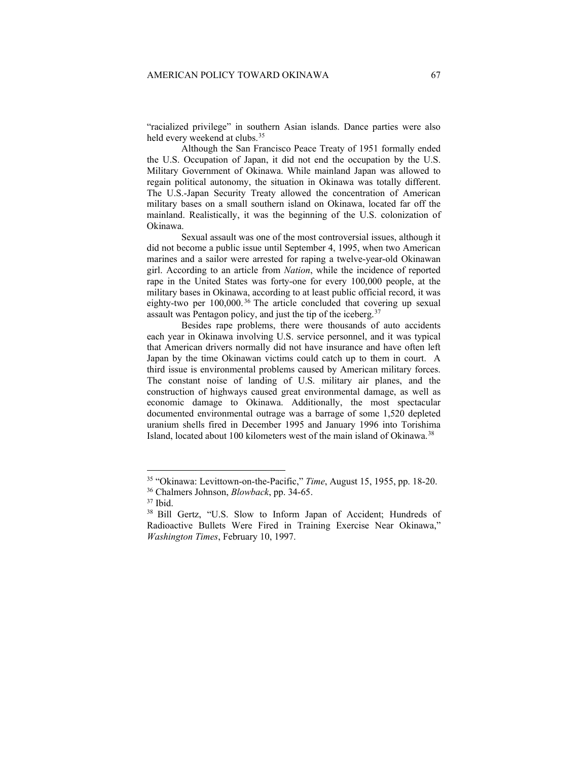"racialized privilege" in southern Asian islands. Dance parties were also held every weekend at clubs.[35]

Although the San Francisco Peace Treaty of 1951 formally ended the U.S. Occupation of Japan, it did not end the occupation by the U.S. Military Government of Okinawa. While mainland Japan was allowed to regain political autonomy, the situation in Okinawa was totally different. The U.S.-Japan Security Treaty allowed the concentration of American military bases on a small southern island on Okinawa, located far off the mainland. Realistically, it was the beginning of the U.S. colonization of Okinawa.

Sexual assault was one of the most controversial issues, although it did not become a public issue until September 4, 1995, when two American marines and a sailor were arrested for raping a twelve-year-old Okinawan girl. According to an article from *Nation*, while the incidence of reported rape in the United States was forty-one for every 100,000 people, at the military bases in Okinawa, according to at least public official record, it was eighty-two per 100,000.[36] The article concluded that covering up sexual assault was Pentagon policy, and just the tip of the iceberg.[37]

Besides rape problems, there were thousands of auto accidents each year in Okinawa involving U.S. service personnel, and it was typical that American drivers normally did not have insurance and have often left Japan by the time Okinawan victims could catch up to them in court. A third issue is environmental problems caused by American military forces. The constant noise of landing of U.S. military air planes, and the construction of highways caused great environmental damage, as well as economic damage to Okinawa. Additionally, the most spectacular documented environmental outrage was a barrage of some 1,520 depleted uranium shells fired in December 1995 and January 1996 into Torishima Island, located about 100 kilometers west of the main island of Okinawa.[38]

---

[35] "Okinawa: Levittown-on-the-Pacific," *Time*, August 15, 1955, pp. 18-20.

[36] Chalmers Johnson, *Blowback*, pp. 34-65.

[37] Ibid.

[38] Bill Gertz, "U.S. Slow to Inform Japan of Accident; Hundreds of Radioactive Bullets Were Fired in Training Exercise Near Okinawa," *Washington Times*, February 10, 1997.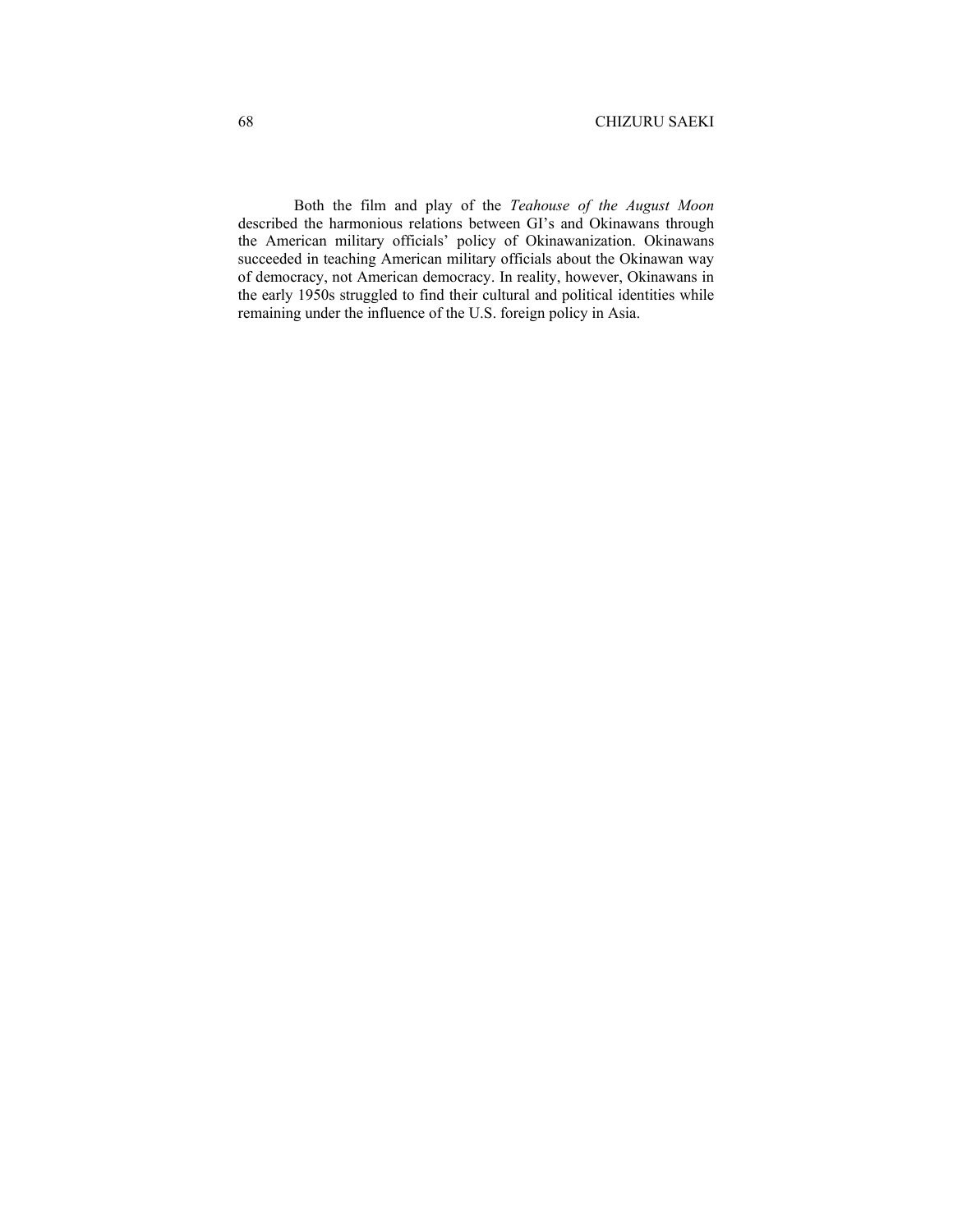Both the film and play of the *Teahouse of the August Moon* described the harmonious relations between GI's and Okinawans through the American military officials' policy of Okinawanization. Okinawans succeeded in teaching American military officials about the Okinawan way of democracy, not American democracy. In reality, however, Okinawans in the early 1950s struggled to find their cultural and political identities while remaining under the influence of the U.S. foreign policy in Asia.